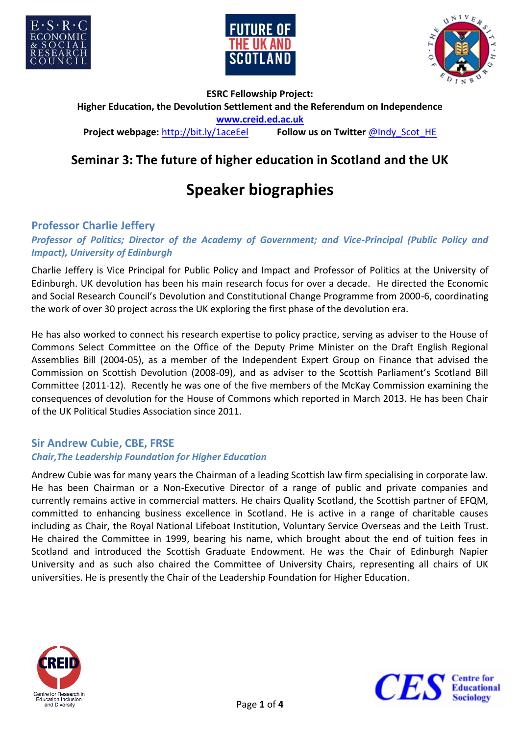**ESRC Fellowship Project:**
**Higher Education, the Devolution Settlement and the Referendum on Independence**
**www.creid.ed.ac.uk**
**Project webpage:** http://bit.ly/1aceEel **Follow us on Twitter** @Indy_Scot_HE

## Seminar 3: The future of higher education in Scotland and the UK

# Speaker biographies

### Professor Charlie Jeffery

***Professor of Politics; Director of the Academy of Government; and Vice-Principal (Public Policy and Impact), University of Edinburgh***

Charlie Jeffery is Vice Principal for Public Policy and Impact and Professor of Politics at the University of Edinburgh. UK devolution has been his main research focus for over a decade. He directed the Economic and Social Research Council's Devolution and Constitutional Change Programme from 2000-6, coordinating the work of over 30 project across the UK exploring the first phase of the devolution era.

He has also worked to connect his research expertise to policy practice, serving as adviser to the House of Commons Select Committee on the Office of the Deputy Prime Minister on the Draft English Regional Assemblies Bill (2004-05), as a member of the Independent Expert Group on Finance that advised the Commission on Scottish Devolution (2008-09), and as adviser to the Scottish Parliament's Scotland Bill Committee (2011-12). Recently he was one of the five members of the McKay Commission examining the consequences of devolution for the House of Commons which reported in March 2013. He has been Chair of the UK Political Studies Association since 2011.

### Sir Andrew Cubie, CBE, FRSE

***Chair,The Leadership Foundation for Higher Education***

Andrew Cubie was for many years the Chairman of a leading Scottish law firm specialising in corporate law. He has been Chairman or a Non-Executive Director of a range of public and private companies and currently remains active in commercial matters. He chairs Quality Scotland, the Scottish partner of EFQM, committed to enhancing business excellence in Scotland. He is active in a range of charitable causes including as Chair, the Royal National Lifeboat Institution, Voluntary Service Overseas and the Leith Trust. He chaired the Committee in 1999, bearing his name, which brought about the end of tuition fees in Scotland and introduced the Scottish Graduate Endowment. He was the Chair of Edinburgh Napier University and as such also chaired the Committee of University Chairs, representing all chairs of UK universities. He is presently the Chair of the Leadership Foundation for Higher Education.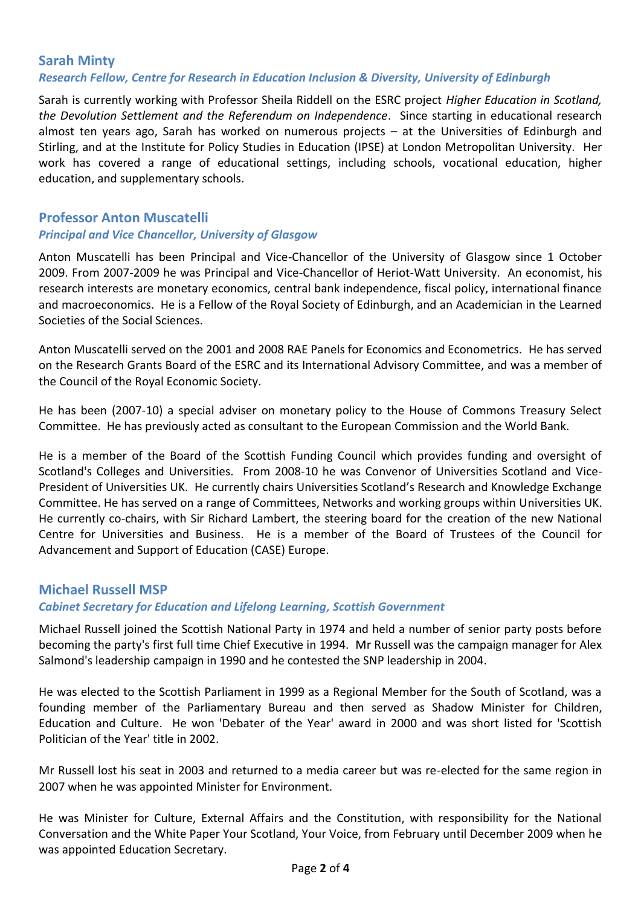## Sarah Minty

***Research Fellow, Centre for Research in Education Inclusion & Diversity, University of Edinburgh***

Sarah is currently working with Professor Sheila Riddell on the ESRC project *Higher Education in Scotland, the Devolution Settlement and the Referendum on Independence*. Since starting in educational research almost ten years ago, Sarah has worked on numerous projects – at the Universities of Edinburgh and Stirling, and at the Institute for Policy Studies in Education (IPSE) at London Metropolitan University. Her work has covered a range of educational settings, including schools, vocational education, higher education, and supplementary schools.

## Professor Anton Muscatelli

***Principal and Vice Chancellor, University of Glasgow***

Anton Muscatelli has been Principal and Vice-Chancellor of the University of Glasgow since 1 October 2009. From 2007-2009 he was Principal and Vice-Chancellor of Heriot-Watt University. An economist, his research interests are monetary economics, central bank independence, fiscal policy, international finance and macroeconomics. He is a Fellow of the Royal Society of Edinburgh, and an Academician in the Learned Societies of the Social Sciences.

Anton Muscatelli served on the 2001 and 2008 RAE Panels for Economics and Econometrics. He has served on the Research Grants Board of the ESRC and its International Advisory Committee, and was a member of the Council of the Royal Economic Society.

He has been (2007-10) a special adviser on monetary policy to the House of Commons Treasury Select Committee. He has previously acted as consultant to the European Commission and the World Bank.

He is a member of the Board of the Scottish Funding Council which provides funding and oversight of Scotland's Colleges and Universities. From 2008-10 he was Convenor of Universities Scotland and Vice-President of Universities UK. He currently chairs Universities Scotland's Research and Knowledge Exchange Committee. He has served on a range of Committees, Networks and working groups within Universities UK. He currently co-chairs, with Sir Richard Lambert, the steering board for the creation of the new National Centre for Universities and Business. He is a member of the Board of Trustees of the Council for Advancement and Support of Education (CASE) Europe.

## Michael Russell MSP

***Cabinet Secretary for Education and Lifelong Learning, Scottish Government***

Michael Russell joined the Scottish National Party in 1974 and held a number of senior party posts before becoming the party's first full time Chief Executive in 1994. Mr Russell was the campaign manager for Alex Salmond's leadership campaign in 1990 and he contested the SNP leadership in 2004.

He was elected to the Scottish Parliament in 1999 as a Regional Member for the South of Scotland, was a founding member of the Parliamentary Bureau and then served as Shadow Minister for Children, Education and Culture. He won 'Debater of the Year' award in 2000 and was short listed for 'Scottish Politician of the Year' title in 2002.

Mr Russell lost his seat in 2003 and returned to a media career but was re-elected for the same region in 2007 when he was appointed Minister for Environment.

He was Minister for Culture, External Affairs and the Constitution, with responsibility for the National Conversation and the White Paper Your Scotland, Your Voice, from February until December 2009 when he was appointed Education Secretary.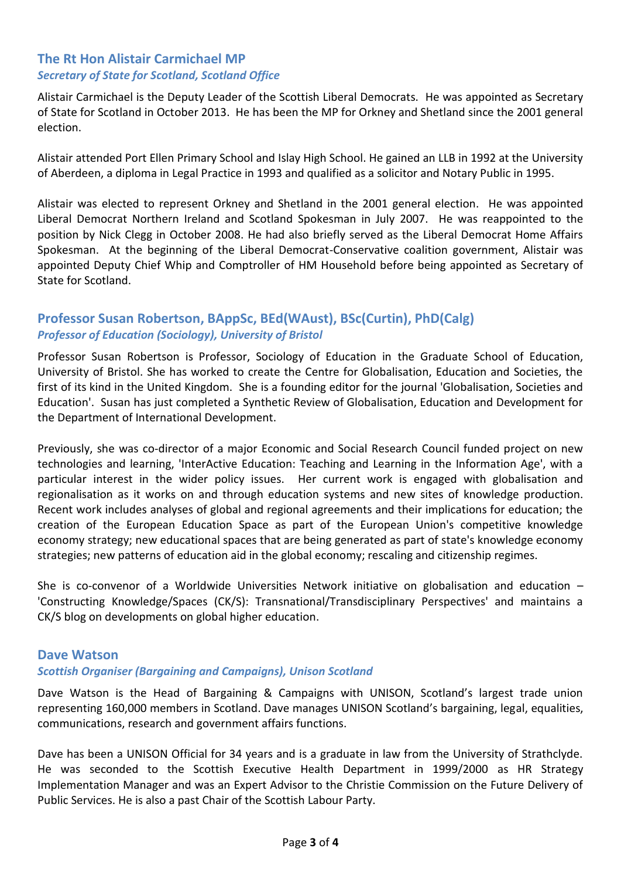## The Rt Hon Alistair Carmichael MP
### *Secretary of State for Scotland, Scotland Office*

Alistair Carmichael is the Deputy Leader of the Scottish Liberal Democrats. He was appointed as Secretary of State for Scotland in October 2013. He has been the MP for Orkney and Shetland since the 2001 general election.

Alistair attended Port Ellen Primary School and Islay High School. He gained an LLB in 1992 at the University of Aberdeen, a diploma in Legal Practice in 1993 and qualified as a solicitor and Notary Public in 1995.

Alistair was elected to represent Orkney and Shetland in the 2001 general election. He was appointed Liberal Democrat Northern Ireland and Scotland Spokesman in July 2007. He was reappointed to the position by Nick Clegg in October 2008. He had also briefly served as the Liberal Democrat Home Affairs Spokesman. At the beginning of the Liberal Democrat-Conservative coalition government, Alistair was appointed Deputy Chief Whip and Comptroller of HM Household before being appointed as Secretary of State for Scotland.

## Professor Susan Robertson, BAppSc, BEd(WAust), BSc(Curtin), PhD(Calg)
### *Professor of Education (Sociology), University of Bristol*

Professor Susan Robertson is Professor, Sociology of Education in the Graduate School of Education, University of Bristol. She has worked to create the Centre for Globalisation, Education and Societies, the first of its kind in the United Kingdom. She is a founding editor for the journal 'Globalisation, Societies and Education'. Susan has just completed a Synthetic Review of Globalisation, Education and Development for the Department of International Development.

Previously, she was co-director of a major Economic and Social Research Council funded project on new technologies and learning, 'InterActive Education: Teaching and Learning in the Information Age', with a particular interest in the wider policy issues. Her current work is engaged with globalisation and regionalisation as it works on and through education systems and new sites of knowledge production. Recent work includes analyses of global and regional agreements and their implications for education; the creation of the European Education Space as part of the European Union's competitive knowledge economy strategy; new educational spaces that are being generated as part of state's knowledge economy strategies; new patterns of education aid in the global economy; rescaling and citizenship regimes.

She is co-convenor of a Worldwide Universities Network initiative on globalisation and education – 'Constructing Knowledge/Spaces (CK/S): Transnational/Transdisciplinary Perspectives' and maintains a CK/S blog on developments on global higher education.

## Dave Watson
### *Scottish Organiser (Bargaining and Campaigns), Unison Scotland*

Dave Watson is the Head of Bargaining & Campaigns with UNISON, Scotland's largest trade union representing 160,000 members in Scotland. Dave manages UNISON Scotland's bargaining, legal, equalities, communications, research and government affairs functions.

Dave has been a UNISON Official for 34 years and is a graduate in law from the University of Strathclyde. He was seconded to the Scottish Executive Health Department in 1999/2000 as HR Strategy Implementation Manager and was an Expert Advisor to the Christie Commission on the Future Delivery of Public Services. He is also a past Chair of the Scottish Labour Party.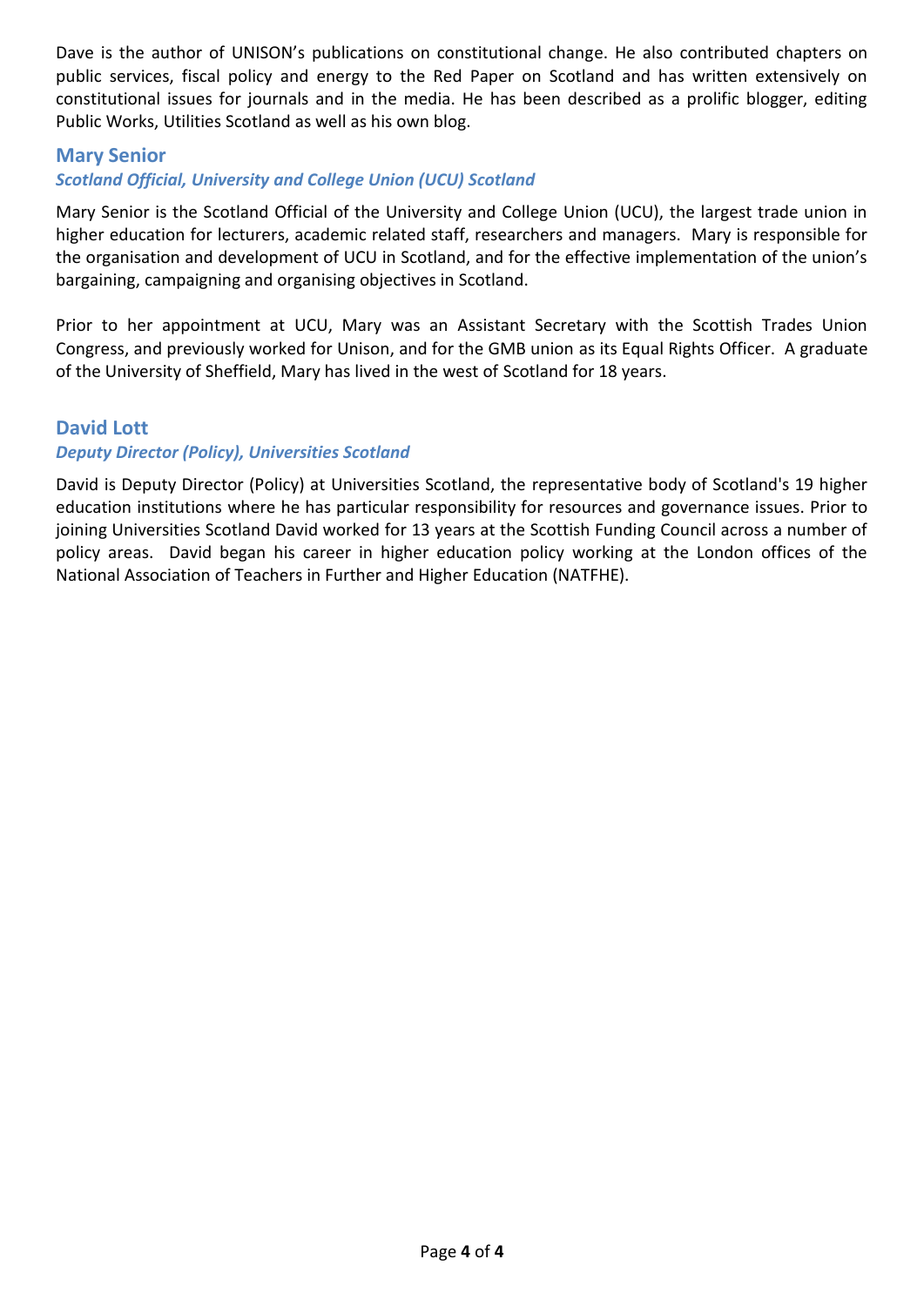Dave is the author of UNISON's publications on constitutional change. He also contributed chapters on public services, fiscal policy and energy to the Red Paper on Scotland and has written extensively on constitutional issues for journals and in the media. He has been described as a prolific blogger, editing Public Works, Utilities Scotland as well as his own blog.

## Mary Senior

***Scotland Official, University and College Union (UCU) Scotland***

Mary Senior is the Scotland Official of the University and College Union (UCU), the largest trade union in higher education for lecturers, academic related staff, researchers and managers. Mary is responsible for the organisation and development of UCU in Scotland, and for the effective implementation of the union's bargaining, campaigning and organising objectives in Scotland.

Prior to her appointment at UCU, Mary was an Assistant Secretary with the Scottish Trades Union Congress, and previously worked for Unison, and for the GMB union as its Equal Rights Officer. A graduate of the University of Sheffield, Mary has lived in the west of Scotland for 18 years.

## David Lott

***Deputy Director (Policy), Universities Scotland***

David is Deputy Director (Policy) at Universities Scotland, the representative body of Scotland's 19 higher education institutions where he has particular responsibility for resources and governance issues. Prior to joining Universities Scotland David worked for 13 years at the Scottish Funding Council across a number of policy areas. David began his career in higher education policy working at the London offices of the National Association of Teachers in Further and Higher Education (NATFHE).